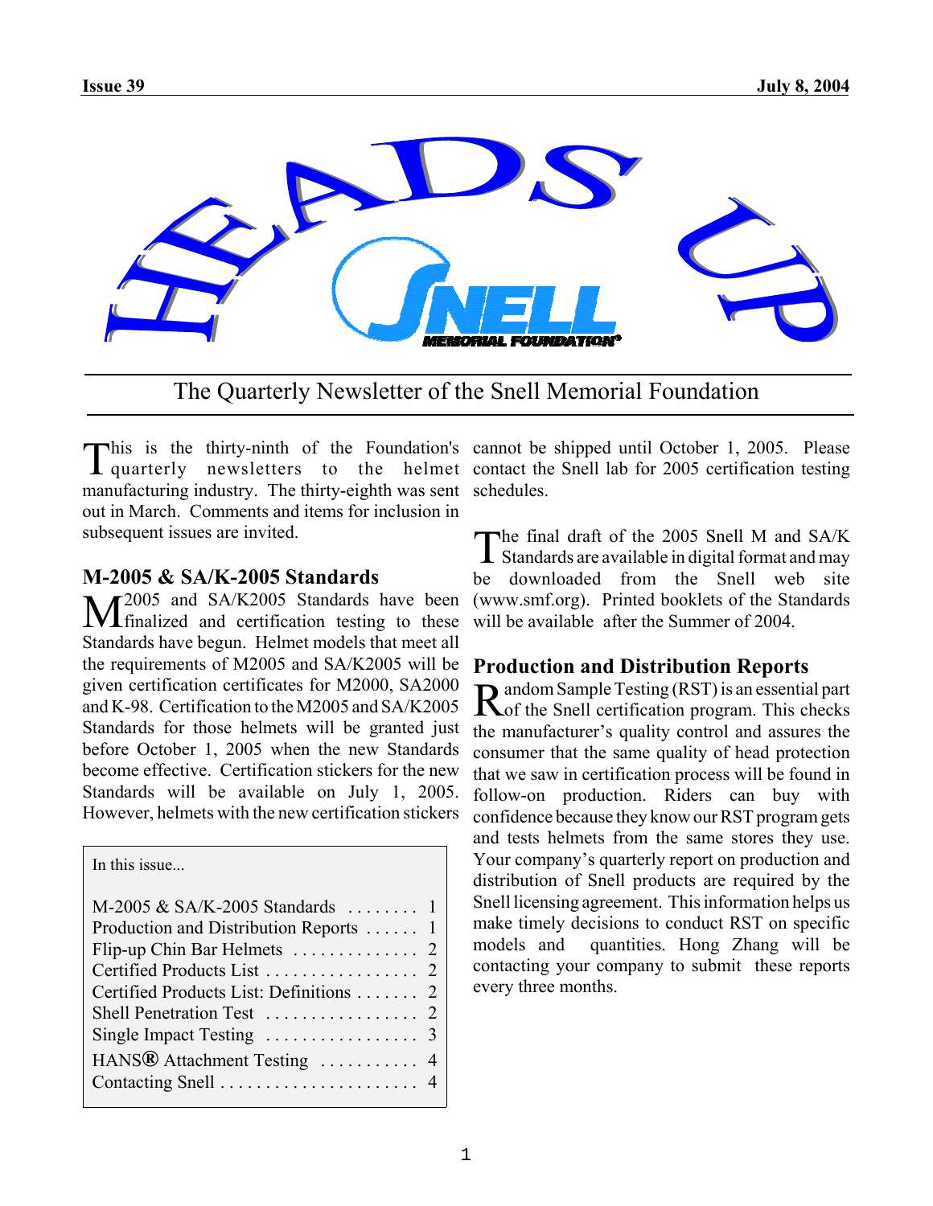# HEADS UP

## The Quarterly Newsletter of the Snell Memorial Foundation

**Issue 39** **July 8, 2004**

This is the thirty-ninth of the Foundation's quarterly newsletters to the helmet manufacturing industry. The thirty-eighth was sent out in March. Comments and items for inclusion in subsequent issues are invited.

### M-2005 & SA/K-2005 Standards

M2005 and SA/K2005 Standards have been finalized and certification testing to these Standards have begun. Helmet models that meet all the requirements of M2005 and SA/K2005 will be given certification certificates for M2000, SA2000 and K-98. Certification to the M2005 and SA/K2005 Standards for those helmets will be granted just before October 1, 2005 when the new Standards become effective. Certification stickers for the new Standards will be available on July 1, 2005. However, helmets with the new certification stickers cannot be shipped until October 1, 2005. Please contact the Snell lab for 2005 certification testing schedules.

In this issue...

| | |
|---|---|
| M-2005 & SA/K-2005 Standards | 1 |
| Production and Distribution Reports | 1 |
| Flip-up Chin Bar Helmets | 2 |
| Certified Products List | 2 |
| Certified Products List: Definitions | 2 |
| Shell Penetration Test | 2 |
| Single Impact Testing | 3 |
| HANS® Attachment Testing | 4 |
| Contacting Snell | 4 |

The final draft of the 2005 Snell M and SA/K Standards are available in digital format and may be downloaded from the Snell web site (www.smf.org). Printed booklets of the Standards will be available after the Summer of 2004.

### Production and Distribution Reports

Random Sample Testing (RST) is an essential part of the Snell certification program. This checks the manufacturer's quality control and assures the consumer that the same quality of head protection that we saw in certification process will be found in follow-on production. Riders can buy with confidence because they know our RST program gets and tests helmets from the same stores they use. Your company's quarterly report on production and distribution of Snell products are required by the Snell licensing agreement. This information helps us make timely decisions to conduct RST on specific models and quantities. Hong Zhang will be contacting your company to submit these reports every three months.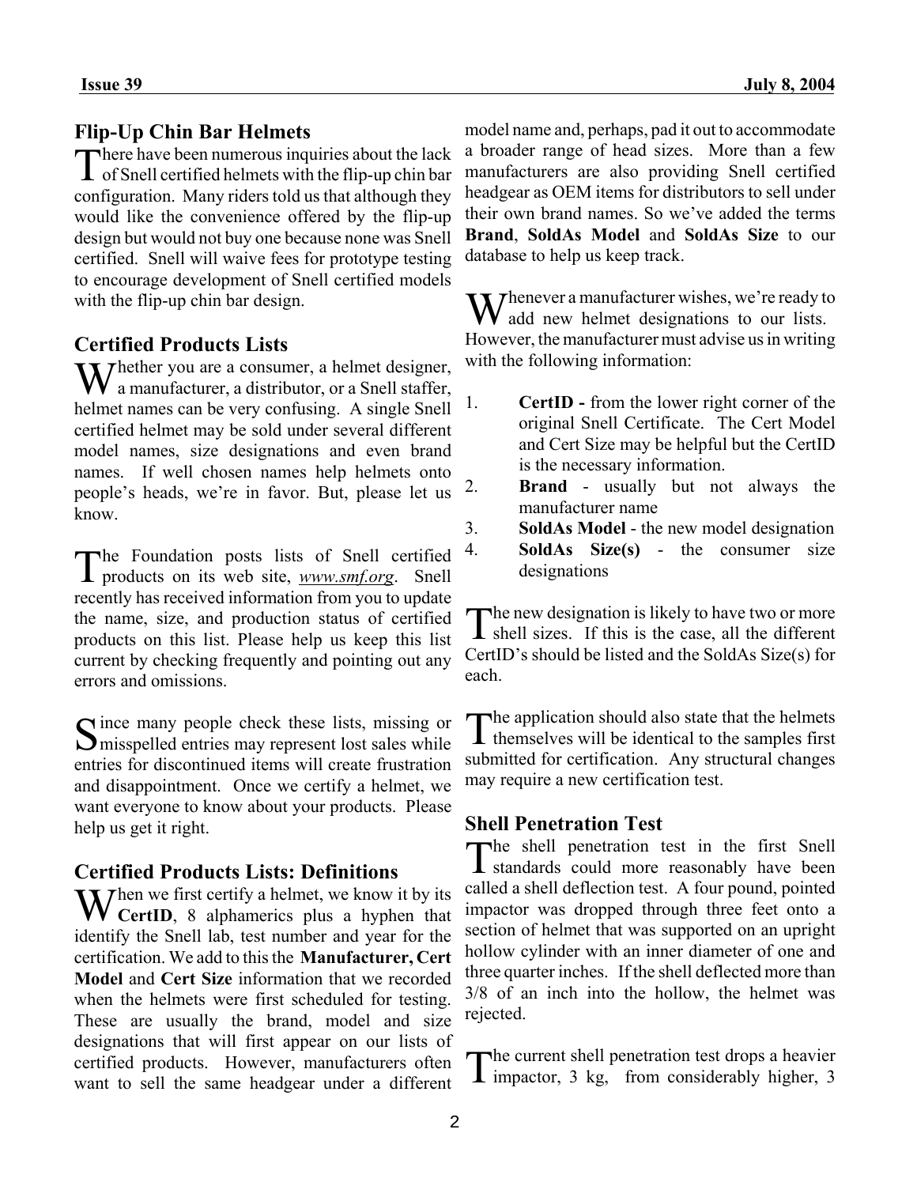## Flip-Up Chin Bar Helmets

There have been numerous inquiries about the lack of Snell certified helmets with the flip-up chin bar configuration. Many riders told us that although they would like the convenience offered by the flip-up design but would not buy one because none was Snell certified. Snell will waive fees for prototype testing to encourage development of Snell certified models with the flip-up chin bar design.

## Certified Products Lists

Whether you are a consumer, a helmet designer, a manufacturer, a distributor, or a Snell staffer, helmet names can be very confusing. A single Snell certified helmet may be sold under several different model names, size designations and even brand names. If well chosen names help helmets onto people's heads, we're in favor. But, please let us know.

The Foundation posts lists of Snell certified products on its web site, *www.smf.org*. Snell recently has received information from you to update the name, size, and production status of certified products on this list. Please help us keep this list current by checking frequently and pointing out any errors and omissions.

Since many people check these lists, missing or misspelled entries may represent lost sales while entries for discontinued items will create frustration and disappointment. Once we certify a helmet, we want everyone to know about your products. Please help us get it right.

## Certified Products Lists: Definitions

When we first certify a helmet, we know it by its **CertID**, 8 alphamerics plus a hyphen that identify the Snell lab, test number and year for the certification. We add to this the **Manufacturer, Cert Model** and **Cert Size** information that we recorded when the helmets were first scheduled for testing. These are usually the brand, model and size designations that will first appear on our lists of certified products. However, manufacturers often want to sell the same headgear under a different model name and, perhaps, pad it out to accommodate a broader range of head sizes. More than a few manufacturers are also providing Snell certified headgear as OEM items for distributors to sell under their own brand names. So we've added the terms **Brand**, **SoldAs Model** and **SoldAs Size** to our database to help us keep track.

Whenever a manufacturer wishes, we're ready to add new helmet designations to our lists. However, the manufacturer must advise us in writing with the following information:

1. **CertID -** from the lower right corner of the original Snell Certificate. The Cert Model and Cert Size may be helpful but the CertID is the necessary information.
2. **Brand** - usually but not always the manufacturer name
3. **SoldAs Model** - the new model designation
4. **SoldAs Size(s)** - the consumer size designations

The new designation is likely to have two or more shell sizes. If this is the case, all the different CertID's should be listed and the SoldAs Size(s) for each.

The application should also state that the helmets themselves will be identical to the samples first submitted for certification. Any structural changes may require a new certification test.

## Shell Penetration Test

The shell penetration test in the first Snell standards could more reasonably have been called a shell deflection test. A four pound, pointed impactor was dropped through three feet onto a section of helmet that was supported on an upright hollow cylinder with an inner diameter of one and three quarter inches. If the shell deflected more than 3/8 of an inch into the hollow, the helmet was rejected.

The current shell penetration test drops a heavier impactor, 3 kg, from considerably higher, 3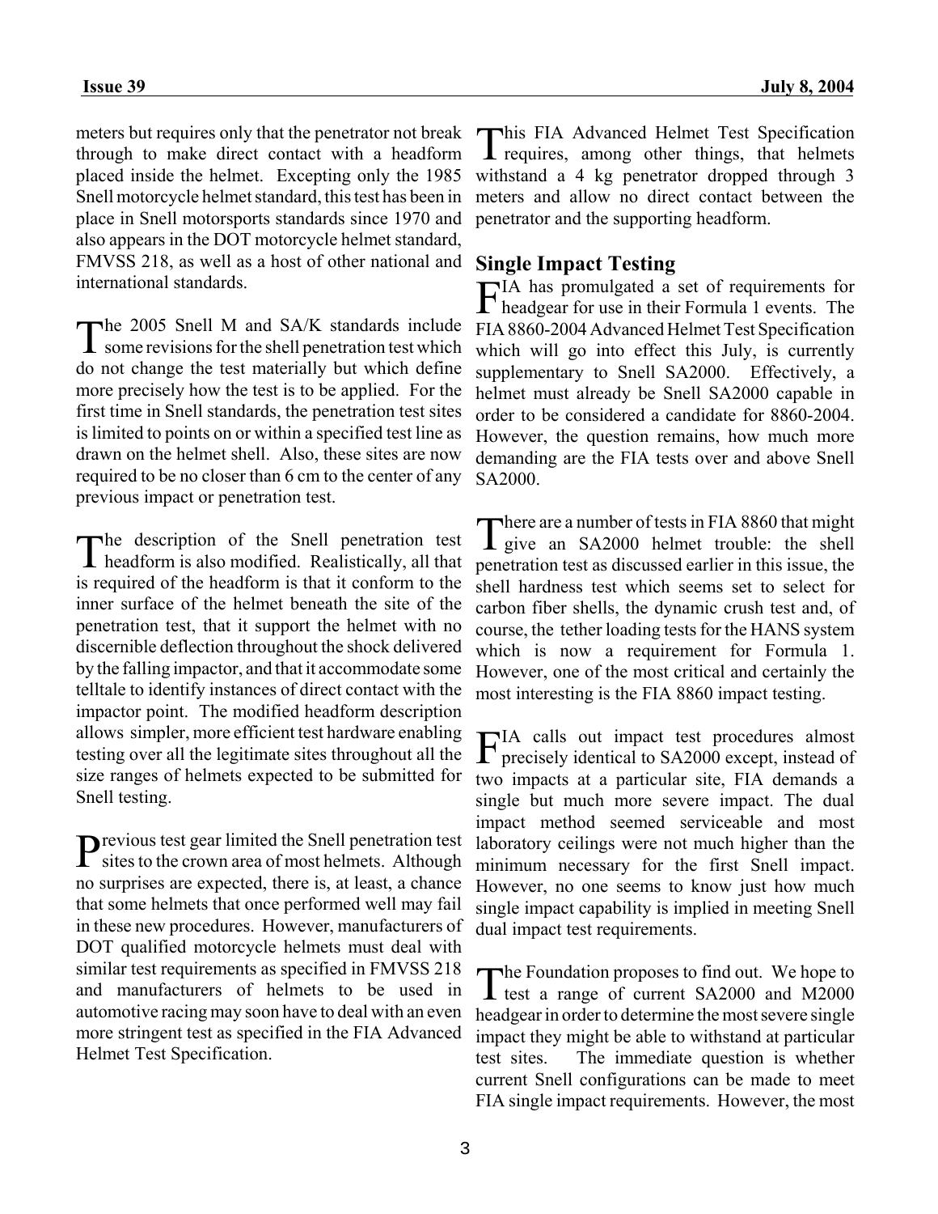meters but requires only that the penetrator not break through to make direct contact with a headform placed inside the helmet. Excepting only the 1985 Snell motorcycle helmet standard, this test has been in place in Snell motorsports standards since 1970 and also appears in the DOT motorcycle helmet standard, FMVSS 218, as well as a host of other national and international standards.

The 2005 Snell M and SA/K standards include some revisions for the shell penetration test which do not change the test materially but which define more precisely how the test is to be applied. For the first time in Snell standards, the penetration test sites is limited to points on or within a specified test line as drawn on the helmet shell. Also, these sites are now required to be no closer than 6 cm to the center of any previous impact or penetration test.

The description of the Snell penetration test headform is also modified. Realistically, all that is required of the headform is that it conform to the inner surface of the helmet beneath the site of the penetration test, that it support the helmet with no discernible deflection throughout the shock delivered by the falling impactor, and that it accommodate some telltale to identify instances of direct contact with the impactor point. The modified headform description allows simpler, more efficient test hardware enabling testing over all the legitimate sites throughout all the size ranges of helmets expected to be submitted for Snell testing.

Previous test gear limited the Snell penetration test sites to the crown area of most helmets. Although no surprises are expected, there is, at least, a chance that some helmets that once performed well may fail in these new procedures. However, manufacturers of DOT qualified motorcycle helmets must deal with similar test requirements as specified in FMVSS 218 and manufacturers of helmets to be used in automotive racing may soon have to deal with an even more stringent test as specified in the FIA Advanced Helmet Test Specification.

This FIA Advanced Helmet Test Specification requires, among other things, that helmets withstand a 4 kg penetrator dropped through 3 meters and allow no direct contact between the penetrator and the supporting headform.

## Single Impact Testing

FIA has promulgated a set of requirements for headgear for use in their Formula 1 events. The FIA 8860-2004 Advanced Helmet Test Specification which will go into effect this July, is currently supplementary to Snell SA2000. Effectively, a helmet must already be Snell SA2000 capable in order to be considered a candidate for 8860-2004. However, the question remains, how much more demanding are the FIA tests over and above Snell SA2000.

There are a number of tests in FIA 8860 that might give an SA2000 helmet trouble: the shell penetration test as discussed earlier in this issue, the shell hardness test which seems set to select for carbon fiber shells, the dynamic crush test and, of course, the tether loading tests for the HANS system which is now a requirement for Formula 1. However, one of the most critical and certainly the most interesting is the FIA 8860 impact testing.

FIA calls out impact test procedures almost precisely identical to SA2000 except, instead of two impacts at a particular site, FIA demands a single but much more severe impact. The dual impact method seemed serviceable and most laboratory ceilings were not much higher than the minimum necessary for the first Snell impact. However, no one seems to know just how much single impact capability is implied in meeting Snell dual impact test requirements.

The Foundation proposes to find out. We hope to test a range of current SA2000 and M2000 headgear in order to determine the most severe single impact they might be able to withstand at particular test sites. The immediate question is whether current Snell configurations can be made to meet FIA single impact requirements. However, the most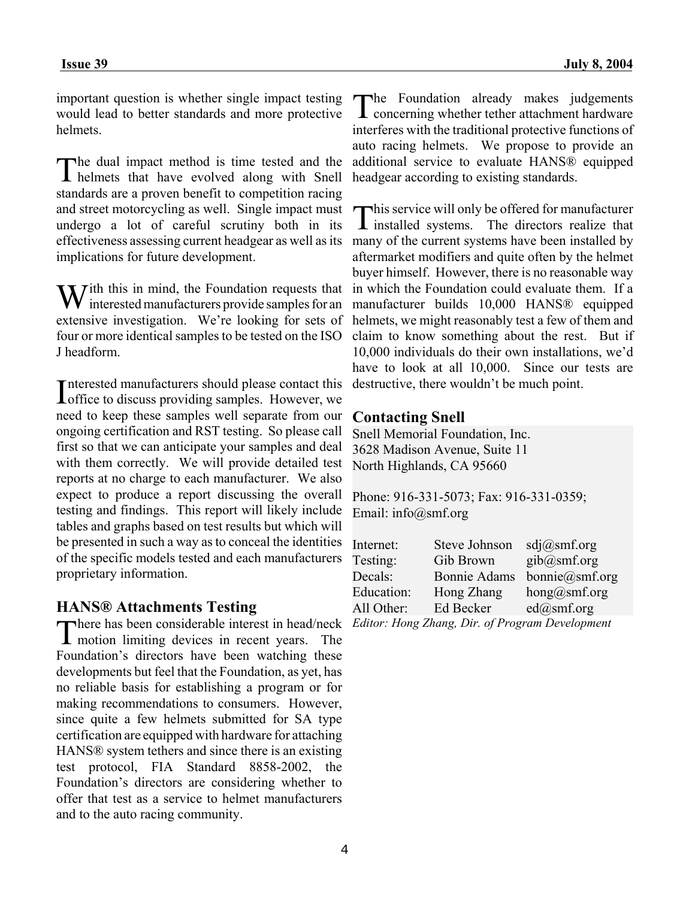important question is whether single impact testing would lead to better standards and more protective helmets.

The dual impact method is time tested and the helmets that have evolved along with Snell standards are a proven benefit to competition racing and street motorcycling as well. Single impact must undergo a lot of careful scrutiny both in its effectiveness assessing current headgear as well as its implications for future development.

With this in mind, the Foundation requests that interested manufacturers provide samples for an extensive investigation. We're looking for sets of four or more identical samples to be tested on the ISO J headform.

Interested manufacturers should please contact this office to discuss providing samples. However, we need to keep these samples well separate from our ongoing certification and RST testing. So please call first so that we can anticipate your samples and deal with them correctly. We will provide detailed test reports at no charge to each manufacturer. We also expect to produce a report discussing the overall testing and findings. This report will likely include tables and graphs based on test results but which will be presented in such a way as to conceal the identities of the specific models tested and each manufacturers proprietary information.

## HANS® Attachments Testing

There has been considerable interest in head/neck motion limiting devices in recent years. The Foundation's directors have been watching these developments but feel that the Foundation, as yet, has no reliable basis for establishing a program or for making recommendations to consumers. However, since quite a few helmets submitted for SA type certification are equipped with hardware for attaching HANS® system tethers and since there is an existing test protocol, FIA Standard 8858-2002, the Foundation's directors are considering whether to offer that test as a service to helmet manufacturers and to the auto racing community.

The Foundation already makes judgements concerning whether tether attachment hardware interferes with the traditional protective functions of auto racing helmets. We propose to provide an additional service to evaluate HANS® equipped headgear according to existing standards.

This service will only be offered for manufacturer installed systems. The directors realize that many of the current systems have been installed by aftermarket modifiers and quite often by the helmet buyer himself. However, there is no reasonable way in which the Foundation could evaluate them. If a manufacturer builds 10,000 HANS® equipped helmets, we might reasonably test a few of them and claim to know something about the rest. But if 10,000 individuals do their own installations, we'd have to look at all 10,000. Since our tests are destructive, there wouldn't be much point.

## Contacting Snell

Snell Memorial Foundation, Inc.
3628 Madison Avenue, Suite 11
North Highlands, CA 95660

Phone: 916-331-5073; Fax: 916-331-0359;
Email: info@smf.org

| | | |
|---|---|---|
| Internet: | Steve Johnson | sdj@smf.org |
| Testing: | Gib Brown | gib@smf.org |
| Decals: | Bonnie Adams | bonnie@smf.org |
| Education: | Hong Zhang | hong@smf.org |
| All Other: | Ed Becker | ed@smf.org |

*Editor: Hong Zhang, Dir. of Program Development*